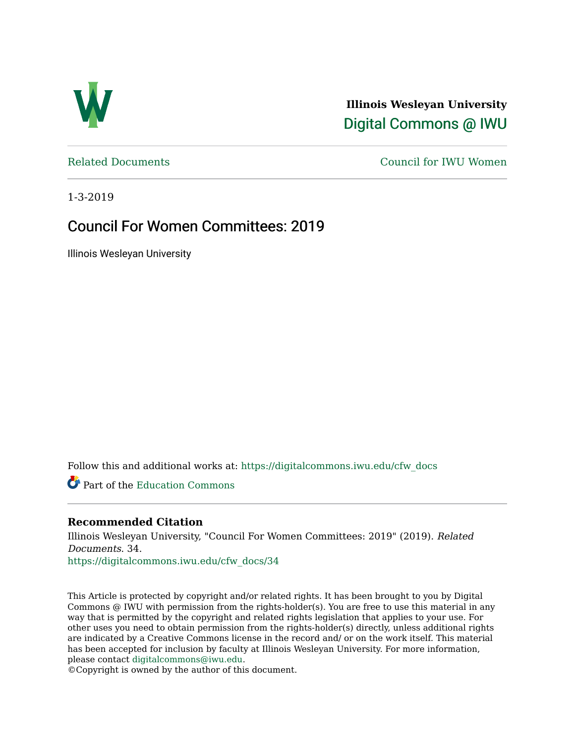**Illinois Wesleyan University**
Digital Commons @ IWU

Related Documents | Council for IWU Women

1-3-2019

# Council For Women Committees: 2019

Illinois Wesleyan University

Follow this and additional works at: https://digitalcommons.iwu.edu/cfw_docs

Part of the Education Commons

### Recommended Citation

Illinois Wesleyan University, "Council For Women Committees: 2019" (2019). *Related Documents*. 34.
https://digitalcommons.iwu.edu/cfw_docs/34

This Article is protected by copyright and/or related rights. It has been brought to you by Digital Commons @ IWU with permission from the rights-holder(s). You are free to use this material in any way that is permitted by the copyright and related rights legislation that applies to your use. For other uses you need to obtain permission from the rights-holder(s) directly, unless additional rights are indicated by a Creative Commons license in the record and/ or on the work itself. This material has been accepted for inclusion by faculty at Illinois Wesleyan University. For more information, please contact digitalcommons@iwu.edu.
©Copyright is owned by the author of this document.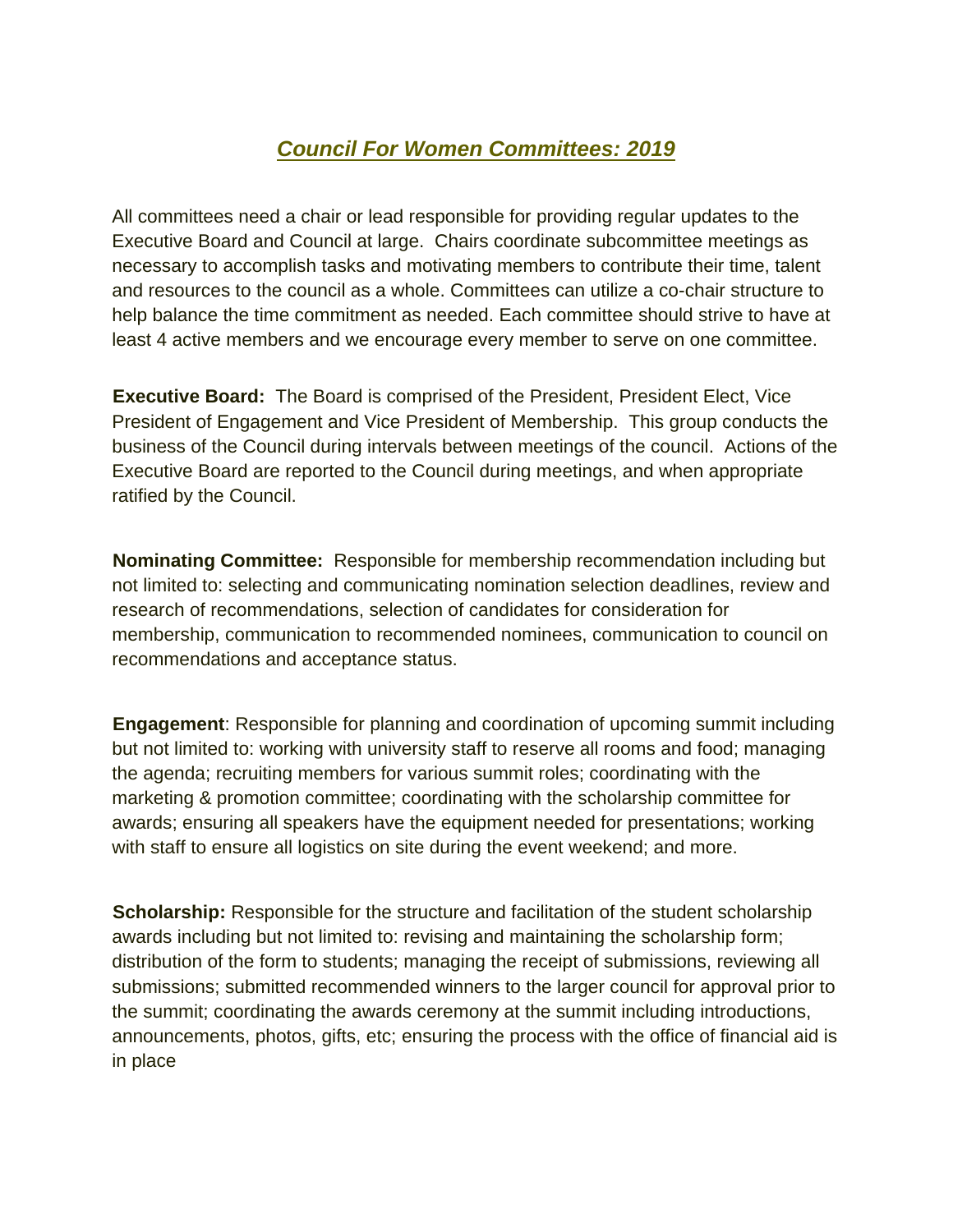# ***Council For Women Committees: 2019***

All committees need a chair or lead responsible for providing regular updates to the Executive Board and Council at large. Chairs coordinate subcommittee meetings as necessary to accomplish tasks and motivating members to contribute their time, talent and resources to the council as a whole. Committees can utilize a co-chair structure to help balance the time commitment as needed. Each committee should strive to have at least 4 active members and we encourage every member to serve on one committee.

**Executive Board:** The Board is comprised of the President, President Elect, Vice President of Engagement and Vice President of Membership. This group conducts the business of the Council during intervals between meetings of the council. Actions of the Executive Board are reported to the Council during meetings, and when appropriate ratified by the Council.

**Nominating Committee:** Responsible for membership recommendation including but not limited to: selecting and communicating nomination selection deadlines, review and research of recommendations, selection of candidates for consideration for membership, communication to recommended nominees, communication to council on recommendations and acceptance status.

**Engagement**: Responsible for planning and coordination of upcoming summit including but not limited to: working with university staff to reserve all rooms and food; managing the agenda; recruiting members for various summit roles; coordinating with the marketing & promotion committee; coordinating with the scholarship committee for awards; ensuring all speakers have the equipment needed for presentations; working with staff to ensure all logistics on site during the event weekend; and more.

**Scholarship:** Responsible for the structure and facilitation of the student scholarship awards including but not limited to: revising and maintaining the scholarship form; distribution of the form to students; managing the receipt of submissions, reviewing all submissions; submitted recommended winners to the larger council for approval prior to the summit; coordinating the awards ceremony at the summit including introductions, announcements, photos, gifts, etc; ensuring the process with the office of financial aid is in place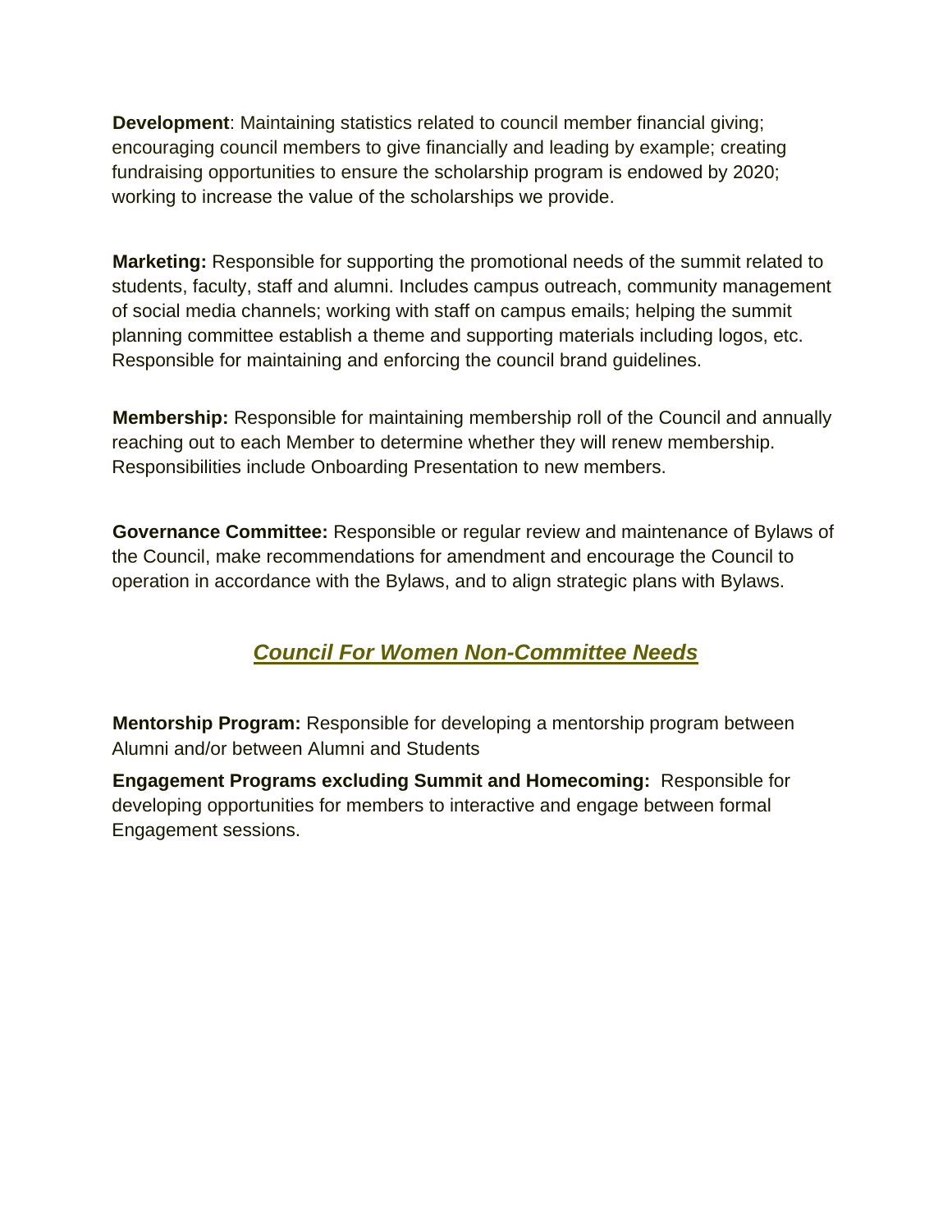**Development**: Maintaining statistics related to council member financial giving; encouraging council members to give financially and leading by example; creating fundraising opportunities to ensure the scholarship program is endowed by 2020; working to increase the value of the scholarships we provide.

**Marketing:** Responsible for supporting the promotional needs of the summit related to students, faculty, staff and alumni. Includes campus outreach, community management of social media channels; working with staff on campus emails; helping the summit planning committee establish a theme and supporting materials including logos, etc. Responsible for maintaining and enforcing the council brand guidelines.

**Membership:** Responsible for maintaining membership roll of the Council and annually reaching out to each Member to determine whether they will renew membership. Responsibilities include Onboarding Presentation to new members.

**Governance Committee:** Responsible or regular review and maintenance of Bylaws of the Council, make recommendations for amendment and encourage the Council to operation in accordance with the Bylaws, and to align strategic plans with Bylaws.

## ***Council For Women Non-Committee Needs***

**Mentorship Program:** Responsible for developing a mentorship program between Alumni and/or between Alumni and Students

**Engagement Programs excluding Summit and Homecoming:** Responsible for developing opportunities for members to interactive and engage between formal Engagement sessions.